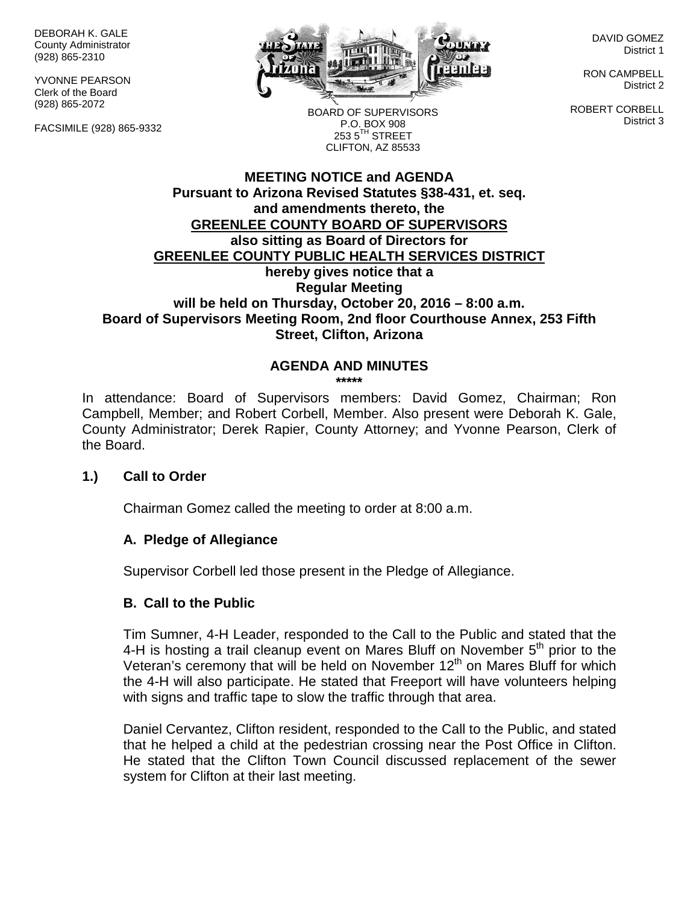DEBORAH K. GALE
County Administrator
(928) 865-2310

YVONNE PEARSON
Clerk of the Board
(928) 865-2072

FACSIMILE (928) 865-9332

BOARD OF SUPERVISORS
P.O. BOX 908
253 5TH STREET
CLIFTON, AZ 85533

DAVID GOMEZ
District 1

RON CAMPBELL
District 2

ROBERT CORBELL
District 3

**MEETING NOTICE and AGENDA**
**Pursuant to Arizona Revised Statutes §38-431, et. seq.**
**and amendments thereto, the**
**GREENLEE COUNTY BOARD OF SUPERVISORS**
**also sitting as Board of Directors for**
**GREENLEE COUNTY PUBLIC HEALTH SERVICES DISTRICT**
**hereby gives notice that a**
**Regular Meeting**
**will be held on Thursday, October 20, 2016 – 8:00 a.m.**
**Board of Supervisors Meeting Room, 2nd floor Courthouse Annex, 253 Fifth Street, Clifton, Arizona**

## AGENDA AND MINUTES

*****

In attendance: Board of Supervisors members: David Gomez, Chairman; Ron Campbell, Member; and Robert Corbell, Member. Also present were Deborah K. Gale, County Administrator; Derek Rapier, County Attorney; and Yvonne Pearson, Clerk of the Board.

### 1.) Call to Order

Chairman Gomez called the meeting to order at 8:00 a.m.

#### A. Pledge of Allegiance

Supervisor Corbell led those present in the Pledge of Allegiance.

#### B. Call to the Public

Tim Sumner, 4-H Leader, responded to the Call to the Public and stated that the 4-H is hosting a trail cleanup event on Mares Bluff on November 5th prior to the Veteran's ceremony that will be held on November 12th on Mares Bluff for which the 4-H will also participate. He stated that Freeport will have volunteers helping with signs and traffic tape to slow the traffic through that area.

Daniel Cervantez, Clifton resident, responded to the Call to the Public, and stated that he helped a child at the pedestrian crossing near the Post Office in Clifton. He stated that the Clifton Town Council discussed replacement of the sewer system for Clifton at their last meeting.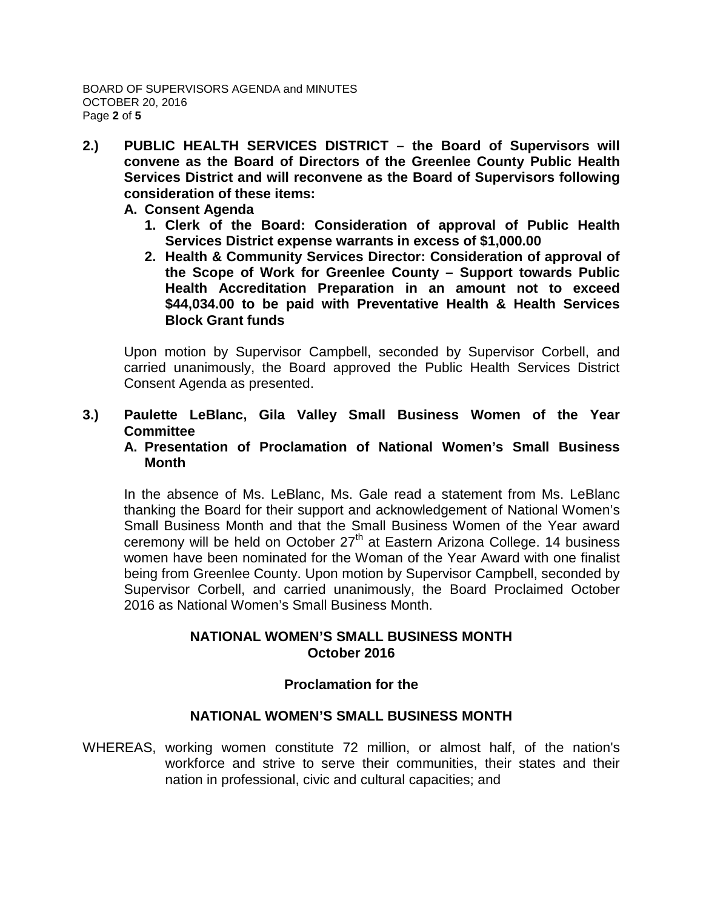**2.) PUBLIC HEALTH SERVICES DISTRICT – the Board of Supervisors will convene as the Board of Directors of the Greenlee County Public Health Services District and will reconvene as the Board of Supervisors following consideration of these items:**

**A. Consent Agenda**

1. **Clerk of the Board: Consideration of approval of Public Health Services District expense warrants in excess of $1,000.00**
2. **Health & Community Services Director: Consideration of approval of the Scope of Work for Greenlee County – Support towards Public Health Accreditation Preparation in an amount not to exceed $44,034.00 to be paid with Preventative Health & Health Services Block Grant funds**

Upon motion by Supervisor Campbell, seconded by Supervisor Corbell, and carried unanimously, the Board approved the Public Health Services District Consent Agenda as presented.

**3.) Paulette LeBlanc, Gila Valley Small Business Women of the Year Committee**

**A. Presentation of Proclamation of National Women's Small Business Month**

In the absence of Ms. LeBlanc, Ms. Gale read a statement from Ms. LeBlanc thanking the Board for their support and acknowledgement of National Women's Small Business Month and that the Small Business Women of the Year award ceremony will be held on October 27th at Eastern Arizona College. 14 business women have been nominated for the Woman of the Year Award with one finalist being from Greenlee County. Upon motion by Supervisor Campbell, seconded by Supervisor Corbell, and carried unanimously, the Board Proclaimed October 2016 as National Women's Small Business Month.

**NATIONAL WOMEN'S SMALL BUSINESS MONTH**
**October 2016**

**Proclamation for the**

**NATIONAL WOMEN'S SMALL BUSINESS MONTH**

WHEREAS, working women constitute 72 million, or almost half, of the nation's workforce and strive to serve their communities, their states and their nation in professional, civic and cultural capacities; and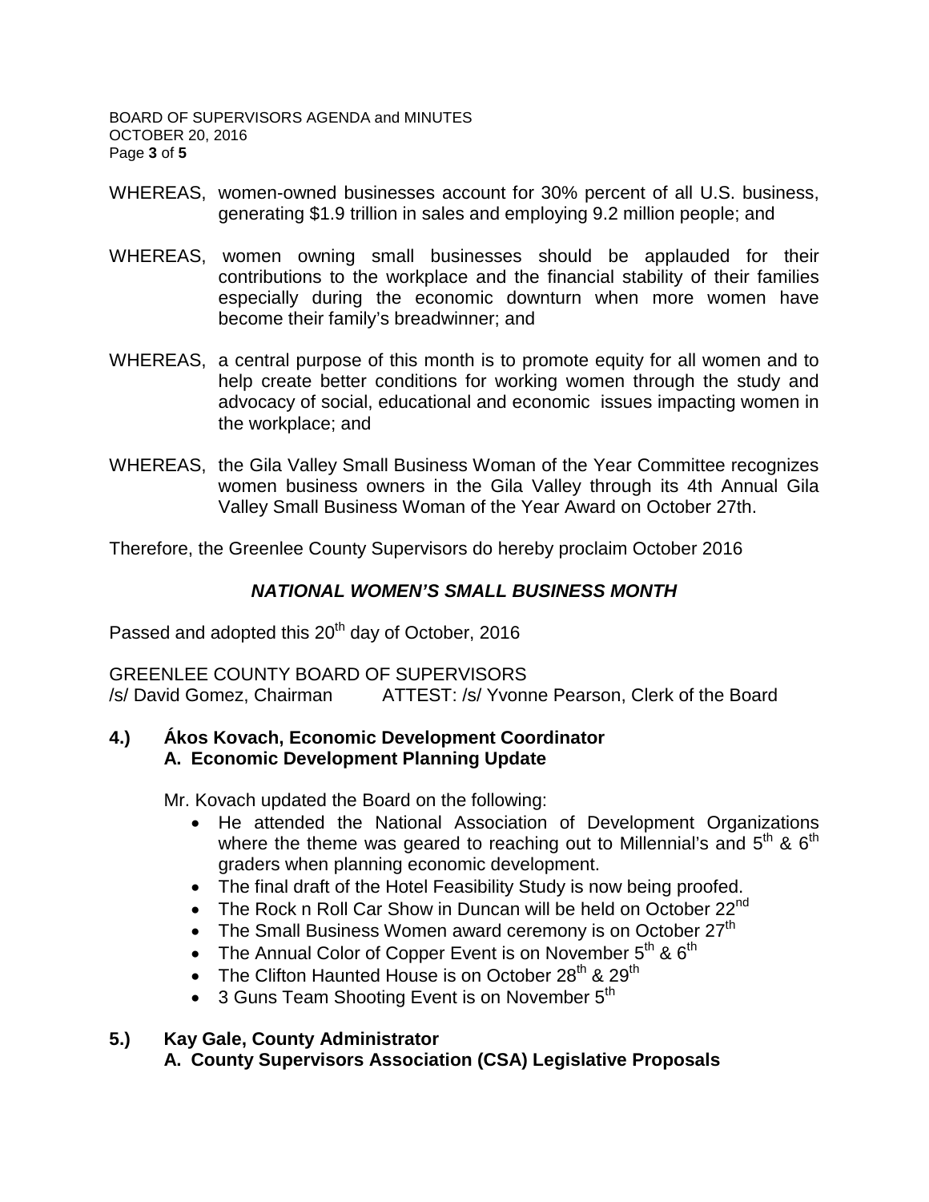WHEREAS, women-owned businesses account for 30% percent of all U.S. business, generating $1.9 trillion in sales and employing 9.2 million people; and

WHEREAS, women owning small businesses should be applauded for their contributions to the workplace and the financial stability of their families especially during the economic downturn when more women have become their family's breadwinner; and

WHEREAS, a central purpose of this month is to promote equity for all women and to help create better conditions for working women through the study and advocacy of social, educational and economic issues impacting women in the workplace; and

WHEREAS, the Gila Valley Small Business Woman of the Year Committee recognizes women business owners in the Gila Valley through its 4th Annual Gila Valley Small Business Woman of the Year Award on October 27th.

Therefore, the Greenlee County Supervisors do hereby proclaim October 2016

***NATIONAL WOMEN'S SMALL BUSINESS MONTH***

Passed and adopted this 20th day of October, 2016

GREENLEE COUNTY BOARD OF SUPERVISORS
/s/ David Gomez, Chairman ATTEST: /s/ Yvonne Pearson, Clerk of the Board

**4.) Ákos Kovach, Economic Development Coordinator**
**A. Economic Development Planning Update**

Mr. Kovach updated the Board on the following:

- He attended the National Association of Development Organizations where the theme was geared to reaching out to Millennial's and 5th & 6th graders when planning economic development.
- The final draft of the Hotel Feasibility Study is now being proofed.
- The Rock n Roll Car Show in Duncan will be held on October 22nd
- The Small Business Women award ceremony is on October 27th
- The Annual Color of Copper Event is on November 5th & 6th
- The Clifton Haunted House is on October 28th & 29th
- 3 Guns Team Shooting Event is on November 5th

**5.) Kay Gale, County Administrator**
**A. County Supervisors Association (CSA) Legislative Proposals**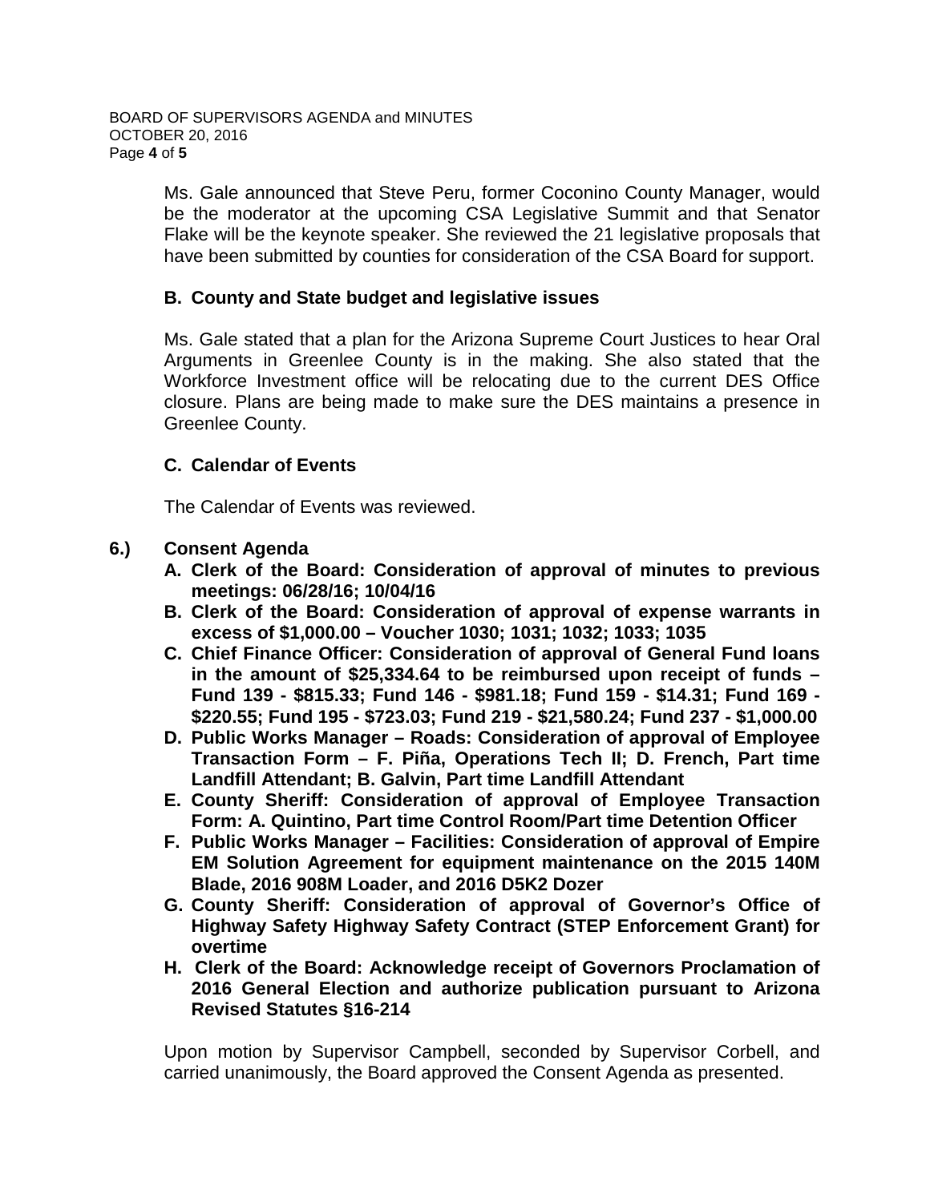Ms. Gale announced that Steve Peru, former Coconino County Manager, would be the moderator at the upcoming CSA Legislative Summit and that Senator Flake will be the keynote speaker. She reviewed the 21 legislative proposals that have been submitted by counties for consideration of the CSA Board for support.

**B. County and State budget and legislative issues**

Ms. Gale stated that a plan for the Arizona Supreme Court Justices to hear Oral Arguments in Greenlee County is in the making. She also stated that the Workforce Investment office will be relocating due to the current DES Office closure. Plans are being made to make sure the DES maintains a presence in Greenlee County.

**C. Calendar of Events**

The Calendar of Events was reviewed.

**6.) Consent Agenda**

**A. Clerk of the Board: Consideration of approval of minutes to previous meetings: 06/28/16; 10/04/16**

**B. Clerk of the Board: Consideration of approval of expense warrants in excess of $1,000.00 – Voucher 1030; 1031; 1032; 1033; 1035**

**C. Chief Finance Officer: Consideration of approval of General Fund loans in the amount of $25,334.64 to be reimbursed upon receipt of funds – Fund 139 - $815.33; Fund 146 - $981.18; Fund 159 - $14.31; Fund 169 - $220.55; Fund 195 - $723.03; Fund 219 - $21,580.24; Fund 237 - $1,000.00**

**D. Public Works Manager – Roads: Consideration of approval of Employee Transaction Form – F. Piña, Operations Tech II; D. French, Part time Landfill Attendant; B. Galvin, Part time Landfill Attendant**

**E. County Sheriff: Consideration of approval of Employee Transaction Form: A. Quintino, Part time Control Room/Part time Detention Officer**

**F. Public Works Manager – Facilities: Consideration of approval of Empire EM Solution Agreement for equipment maintenance on the 2015 140M Blade, 2016 908M Loader, and 2016 D5K2 Dozer**

**G. County Sheriff: Consideration of approval of Governor's Office of Highway Safety Highway Safety Contract (STEP Enforcement Grant) for overtime**

**H. Clerk of the Board: Acknowledge receipt of Governors Proclamation of 2016 General Election and authorize publication pursuant to Arizona Revised Statutes §16-214**

Upon motion by Supervisor Campbell, seconded by Supervisor Corbell, and carried unanimously, the Board approved the Consent Agenda as presented.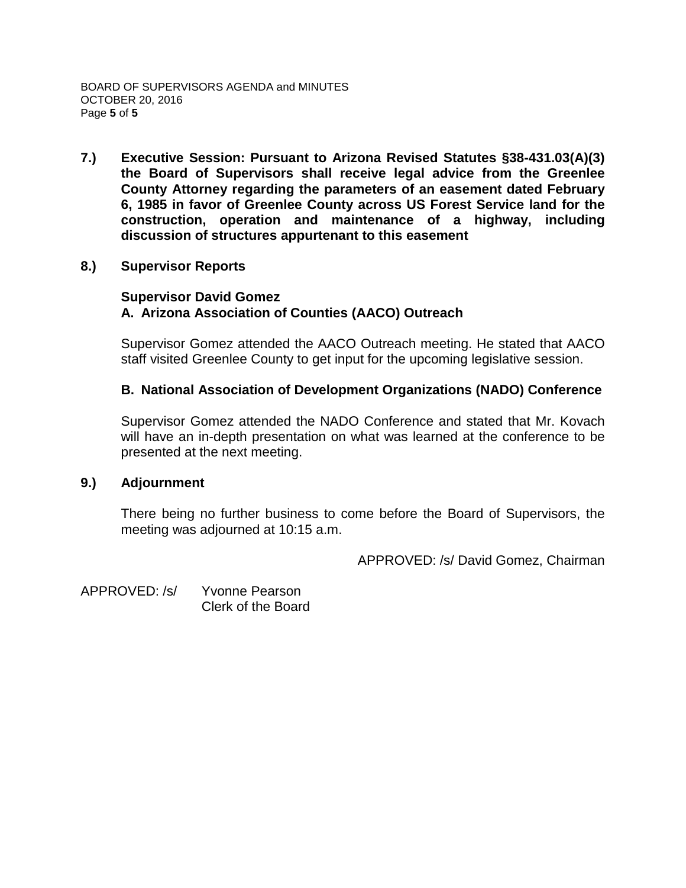**7.) Executive Session: Pursuant to Arizona Revised Statutes §38-431.03(A)(3) the Board of Supervisors shall receive legal advice from the Greenlee County Attorney regarding the parameters of an easement dated February 6, 1985 in favor of Greenlee County across US Forest Service land for the construction, operation and maintenance of a highway, including discussion of structures appurtenant to this easement**

**8.) Supervisor Reports**

**Supervisor David Gomez**
**A. Arizona Association of Counties (AACO) Outreach**

Supervisor Gomez attended the AACO Outreach meeting. He stated that AACO staff visited Greenlee County to get input for the upcoming legislative session.

**B. National Association of Development Organizations (NADO) Conference**

Supervisor Gomez attended the NADO Conference and stated that Mr. Kovach will have an in-depth presentation on what was learned at the conference to be presented at the next meeting.

**9.) Adjournment**

There being no further business to come before the Board of Supervisors, the meeting was adjourned at 10:15 a.m.

APPROVED: /s/ David Gomez, Chairman

APPROVED: /s/ Yvonne Pearson
Clerk of the Board